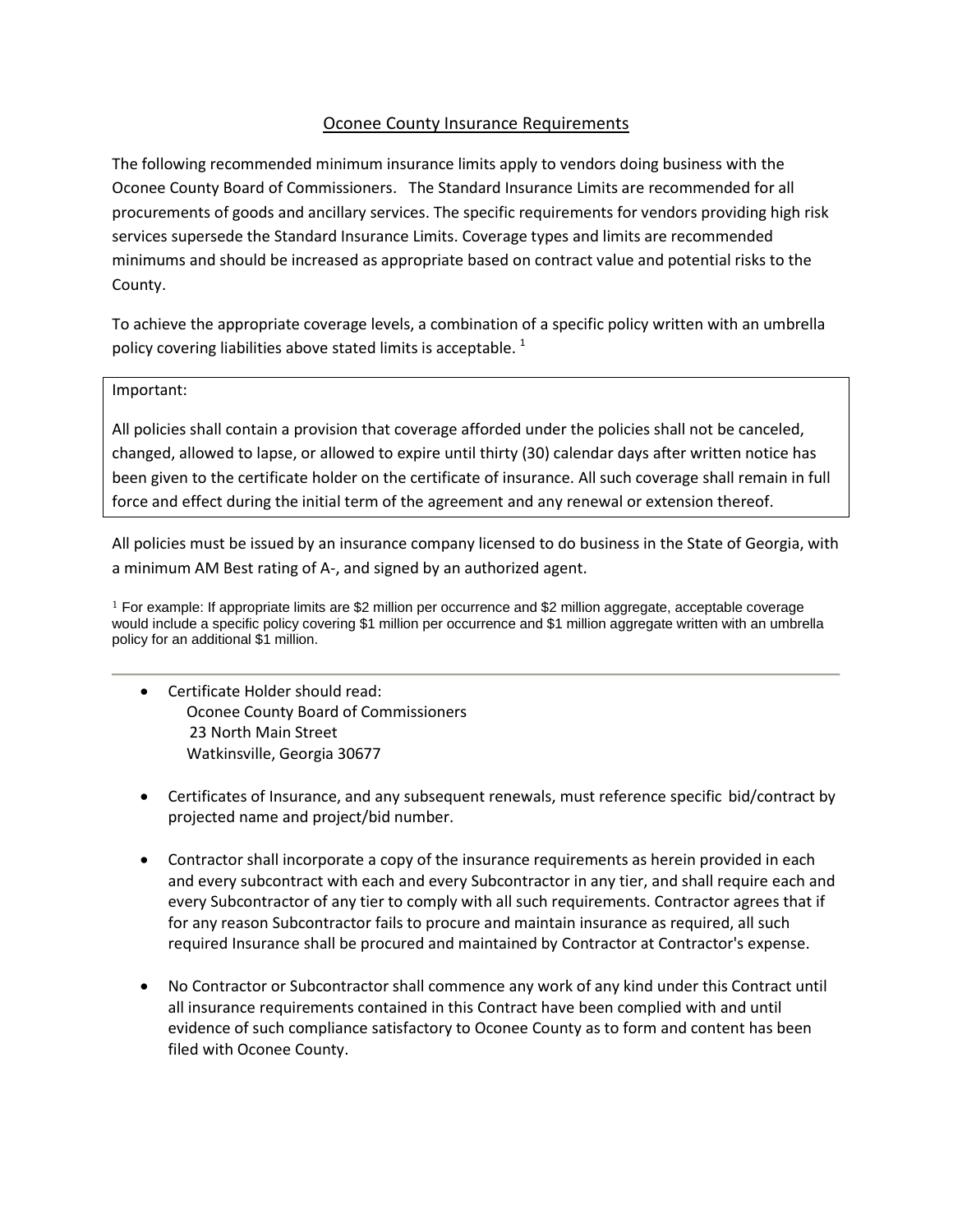# Oconee County Insurance Requirements

The following recommended minimum insurance limits apply to vendors doing business with the Oconee County Board of Commissioners. The Standard Insurance Limits are recommended for all procurements of goods and ancillary services. The specific requirements for vendors providing high risk services supersede the Standard Insurance Limits. Coverage types and limits are recommended minimums and should be increased as appropriate based on contract value and potential risks to the County.

To achieve the appropriate coverage levels, a combination of a specific policy written with an umbrella policy covering liabilities above stated limits is acceptable. [1]

> Important:
>
> All policies shall contain a provision that coverage afforded under the policies shall not be canceled, changed, allowed to lapse, or allowed to expire until thirty (30) calendar days after written notice has been given to the certificate holder on the certificate of insurance. All such coverage shall remain in full force and effect during the initial term of the agreement and any renewal or extension thereof.

All policies must be issued by an insurance company licensed to do business in the State of Georgia, with a minimum AM Best rating of A-, and signed by an authorized agent.

[1] For example: If appropriate limits are $2 million per occurrence and $2 million aggregate, acceptable coverage would include a specific policy covering $1 million per occurrence and $1 million aggregate written with an umbrella policy for an additional $1 million.

---

- Certificate Holder should read:
  Oconee County Board of Commissioners
  23 North Main Street
  Watkinsville, Georgia 30677

- Certificates of Insurance, and any subsequent renewals, must reference specific bid/contract by projected name and project/bid number.

- Contractor shall incorporate a copy of the insurance requirements as herein provided in each and every subcontract with each and every Subcontractor in any tier, and shall require each and every Subcontractor of any tier to comply with all such requirements. Contractor agrees that if for any reason Subcontractor fails to procure and maintain insurance as required, all such required Insurance shall be procured and maintained by Contractor at Contractor's expense.

- No Contractor or Subcontractor shall commence any work of any kind under this Contract until all insurance requirements contained in this Contract have been complied with and until evidence of such compliance satisfactory to Oconee County as to form and content has been filed with Oconee County.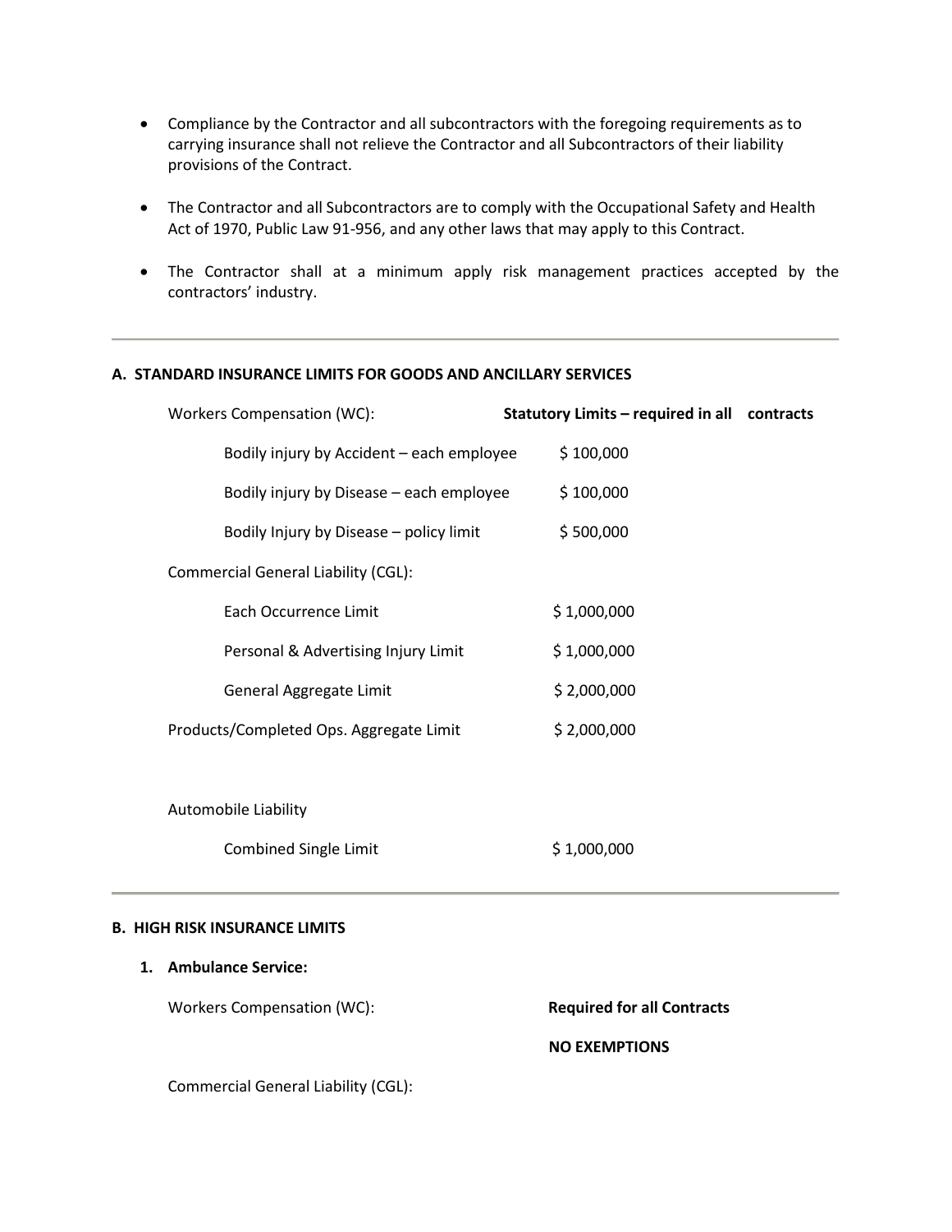- Compliance by the Contractor and all subcontractors with the foregoing requirements as to carrying insurance shall not relieve the Contractor and all Subcontractors of their liability provisions of the Contract.
- The Contractor and all Subcontractors are to comply with the Occupational Safety and Health Act of 1970, Public Law 91-956, and any other laws that may apply to this Contract.
- The Contractor shall at a minimum apply risk management practices accepted by the contractors' industry.

---

**A. STANDARD INSURANCE LIMITS FOR GOODS AND ANCILLARY SERVICES**

| | |
|---|---|
| Workers Compensation (WC): | **Statutory Limits – required in all contracts** |
| Bodily injury by Accident – each employee | $ 100,000 |
| Bodily injury by Disease – each employee | $ 100,000 |
| Bodily Injury by Disease – policy limit | $ 500,000 |
| Commercial General Liability (CGL): | |
| Each Occurrence Limit | $ 1,000,000 |
| Personal & Advertising Injury Limit | $ 1,000,000 |
| General Aggregate Limit | $ 2,000,000 |
| Products/Completed Ops. Aggregate Limit | $ 2,000,000 |
| Automobile Liability | |
| Combined Single Limit | $ 1,000,000 |

---

**B. HIGH RISK INSURANCE LIMITS**

**1. Ambulance Service:**

| | |
|---|---|
| Workers Compensation (WC): | **Required for all Contracts** |
| | **NO EXEMPTIONS** |
| Commercial General Liability (CGL): | |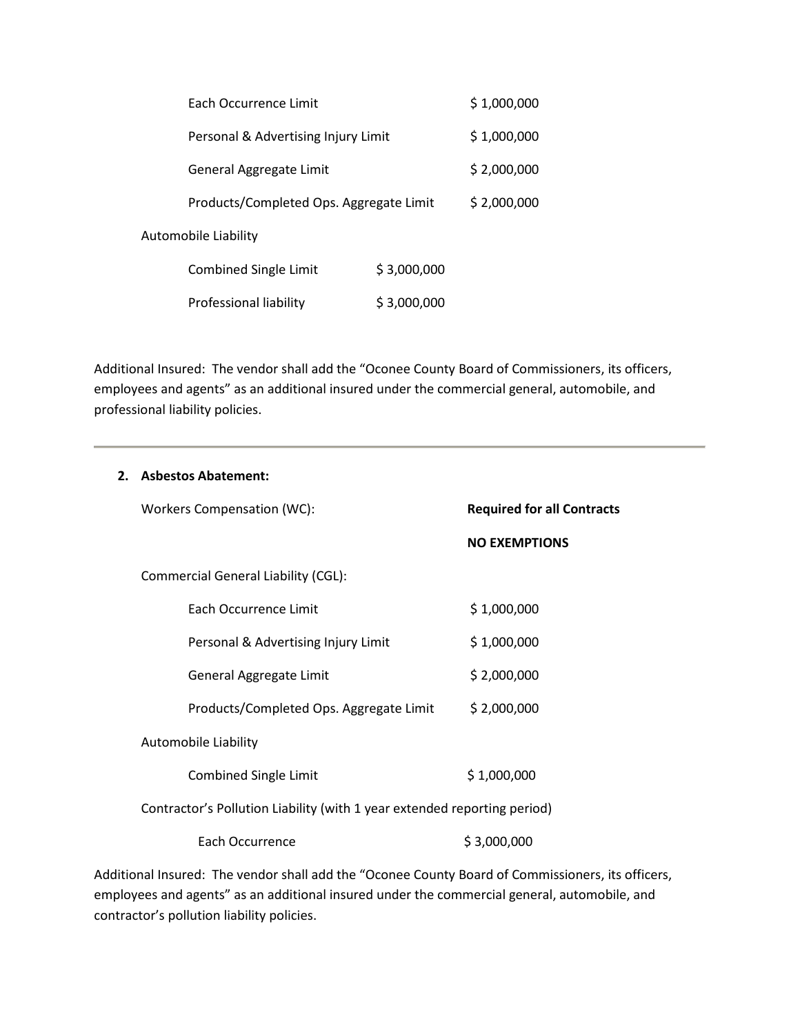| | |
|---|---|
| Each Occurrence Limit | $ 1,000,000 |
| Personal & Advertising Injury Limit | $ 1,000,000 |
| General Aggregate Limit | $ 2,000,000 |
| Products/Completed Ops. Aggregate Limit | $ 2,000,000 |

Automobile Liability

| | |
|---|---|
| Combined Single Limit | $ 3,000,000 |
| Professional liability | $ 3,000,000 |

Additional Insured: The vendor shall add the "Oconee County Board of Commissioners, its officers, employees and agents" as an additional insured under the commercial general, automobile, and professional liability policies.

---

2. **Asbestos Abatement:**

| | |
|---|---|
| Workers Compensation (WC): | **Required for all Contracts** |
| | **NO EXEMPTIONS** |

Commercial General Liability (CGL):

| | |
|---|---|
| Each Occurrence Limit | $ 1,000,000 |
| Personal & Advertising Injury Limit | $ 1,000,000 |
| General Aggregate Limit | $ 2,000,000 |
| Products/Completed Ops. Aggregate Limit | $ 2,000,000 |

Automobile Liability

| | |
|---|---|
| Combined Single Limit | $ 1,000,000 |

Contractor's Pollution Liability (with 1 year extended reporting period)

| | |
|---|---|
| Each Occurrence | $ 3,000,000 |

Additional Insured: The vendor shall add the "Oconee County Board of Commissioners, its officers, employees and agents" as an additional insured under the commercial general, automobile, and contractor's pollution liability policies.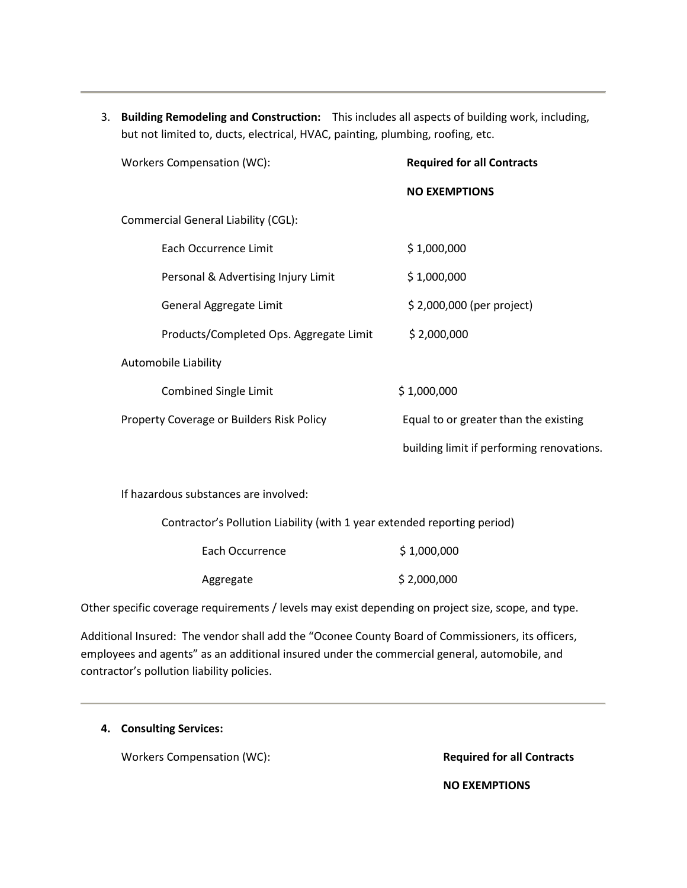---

3. **Building Remodeling and Construction:** This includes all aspects of building work, including, but not limited to, ducts, electrical, HVAC, painting, plumbing, roofing, etc.

| | |
|---|---|
| Workers Compensation (WC): | **Required for all Contracts** |
| | **NO EXEMPTIONS** |
| Commercial General Liability (CGL): | |
| Each Occurrence Limit | $ 1,000,000 |
| Personal & Advertising Injury Limit | $ 1,000,000 |
| General Aggregate Limit | $ 2,000,000 (per project) |
| Products/Completed Ops. Aggregate Limit | $ 2,000,000 |
| Automobile Liability | |
| Combined Single Limit | $ 1,000,000 |
| Property Coverage or Builders Risk Policy | Equal to or greater than the existing building limit if performing renovations. |

If hazardous substances are involved:

Contractor's Pollution Liability (with 1 year extended reporting period)

| | |
|---|---|
| Each Occurrence | $ 1,000,000 |
| Aggregate | $ 2,000,000 |

Other specific coverage requirements / levels may exist depending on project size, scope, and type.

Additional Insured: The vendor shall add the "Oconee County Board of Commissioners, its officers, employees and agents" as an additional insured under the commercial general, automobile, and contractor's pollution liability policies.

---

4. **Consulting Services:**

| | |
|---|---|
| Workers Compensation (WC): | **Required for all Contracts** |
| | **NO EXEMPTIONS** |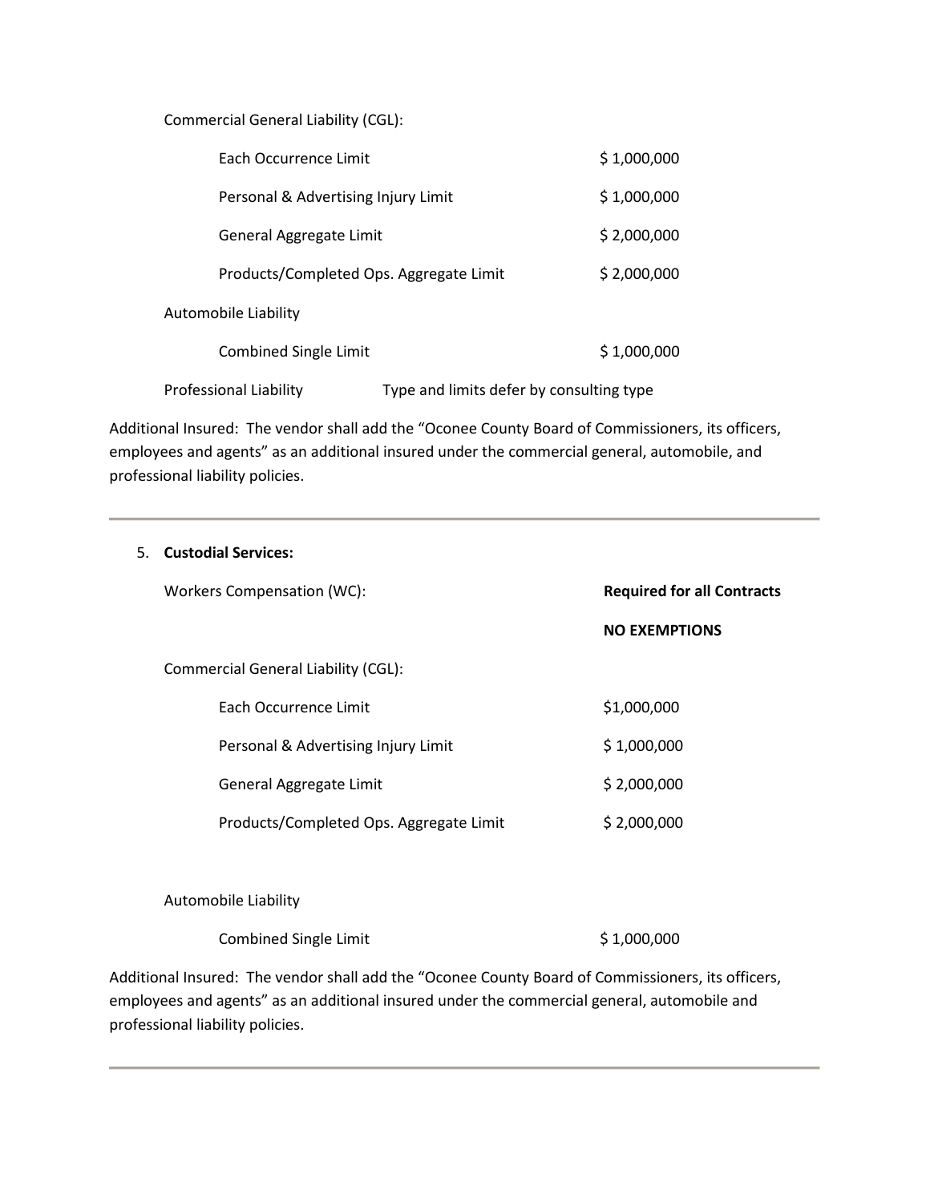Commercial General Liability (CGL):

| | |
|---|---|
| Each Occurrence Limit | $ 1,000,000 |
| Personal & Advertising Injury Limit | $ 1,000,000 |
| General Aggregate Limit | $ 2,000,000 |
| Products/Completed Ops. Aggregate Limit | $ 2,000,000 |

Automobile Liability

| | |
|---|---|
| Combined Single Limit | $ 1,000,000 |

Professional Liability Type and limits defer by consulting type

Additional Insured: The vendor shall add the "Oconee County Board of Commissioners, its officers, employees and agents" as an additional insured under the commercial general, automobile, and professional liability policies.

---

5. **Custodial Services:**

Workers Compensation (WC): **Required for all Contracts**

**NO EXEMPTIONS**

Commercial General Liability (CGL):

| | |
|---|---|
| Each Occurrence Limit | $1,000,000 |
| Personal & Advertising Injury Limit | $ 1,000,000 |
| General Aggregate Limit | $ 2,000,000 |
| Products/Completed Ops. Aggregate Limit | $ 2,000,000 |

Automobile Liability

| | |
|---|---|
| Combined Single Limit | $ 1,000,000 |

Additional Insured: The vendor shall add the "Oconee County Board of Commissioners, its officers, employees and agents" as an additional insured under the commercial general, automobile and professional liability policies.

---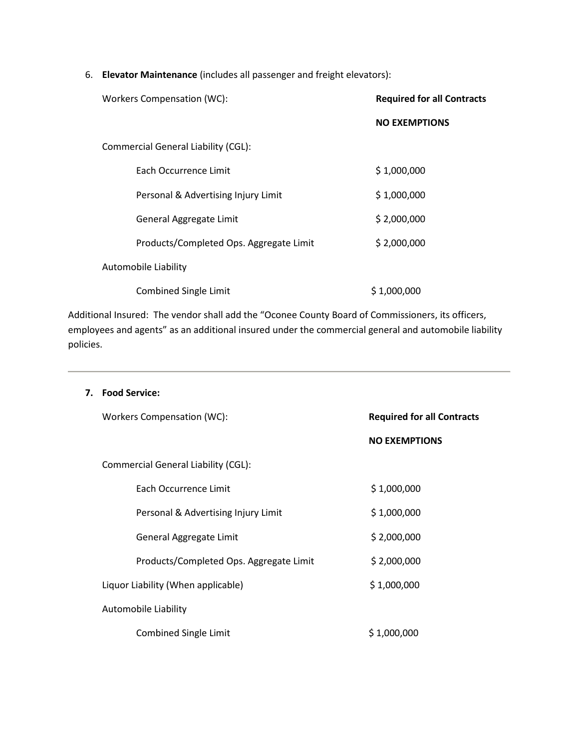6. **Elevator Maintenance** (includes all passenger and freight elevators):

| | |
|---|---|
| Workers Compensation (WC): | **Required for all Contracts** |
| | **NO EXEMPTIONS** |
| Commercial General Liability (CGL): | |
| Each Occurrence Limit | $ 1,000,000 |
| Personal & Advertising Injury Limit | $ 1,000,000 |
| General Aggregate Limit | $ 2,000,000 |
| Products/Completed Ops. Aggregate Limit | $ 2,000,000 |
| Automobile Liability | |
| Combined Single Limit | $ 1,000,000 |

Additional Insured: The vendor shall add the "Oconee County Board of Commissioners, its officers, employees and agents" as an additional insured under the commercial general and automobile liability policies.

---

7. **Food Service:**

| | |
|---|---|
| Workers Compensation (WC): | **Required for all Contracts** |
| | **NO EXEMPTIONS** |
| Commercial General Liability (CGL): | |
| Each Occurrence Limit | $ 1,000,000 |
| Personal & Advertising Injury Limit | $ 1,000,000 |
| General Aggregate Limit | $ 2,000,000 |
| Products/Completed Ops. Aggregate Limit | $ 2,000,000 |
| Liquor Liability (When applicable) | $ 1,000,000 |
| Automobile Liability | |
| Combined Single Limit | $ 1,000,000 |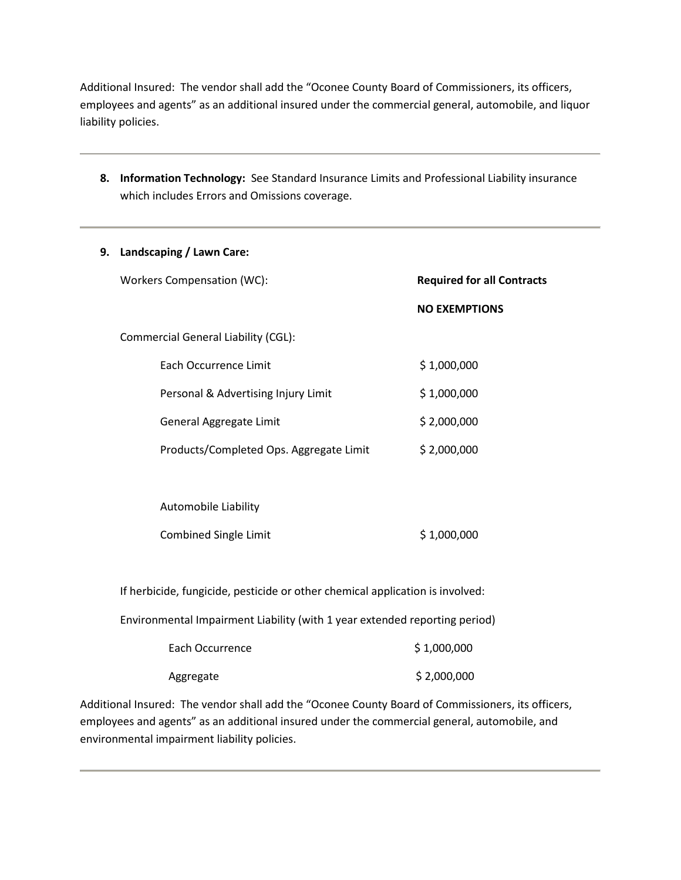Additional Insured: The vendor shall add the "Oconee County Board of Commissioners, its officers, employees and agents" as an additional insured under the commercial general, automobile, and liquor liability policies.

---

8. **Information Technology:** See Standard Insurance Limits and Professional Liability insurance which includes Errors and Omissions coverage.

---

9. **Landscaping / Lawn Care:**

| | |
|---|---|
| Workers Compensation (WC): | **Required for all Contracts** |
| | **NO EXEMPTIONS** |
| Commercial General Liability (CGL): | |
| Each Occurrence Limit | $ 1,000,000 |
| Personal & Advertising Injury Limit | $ 1,000,000 |
| General Aggregate Limit | $ 2,000,000 |
| Products/Completed Ops. Aggregate Limit | $ 2,000,000 |
| Automobile Liability | |
| Combined Single Limit | $ 1,000,000 |

If herbicide, fungicide, pesticide or other chemical application is involved:

Environmental Impairment Liability (with 1 year extended reporting period)

| | |
|---|---|
| Each Occurrence | $ 1,000,000 |
| Aggregate | $ 2,000,000 |

Additional Insured: The vendor shall add the "Oconee County Board of Commissioners, its officers, employees and agents" as an additional insured under the commercial general, automobile, and environmental impairment liability policies.

---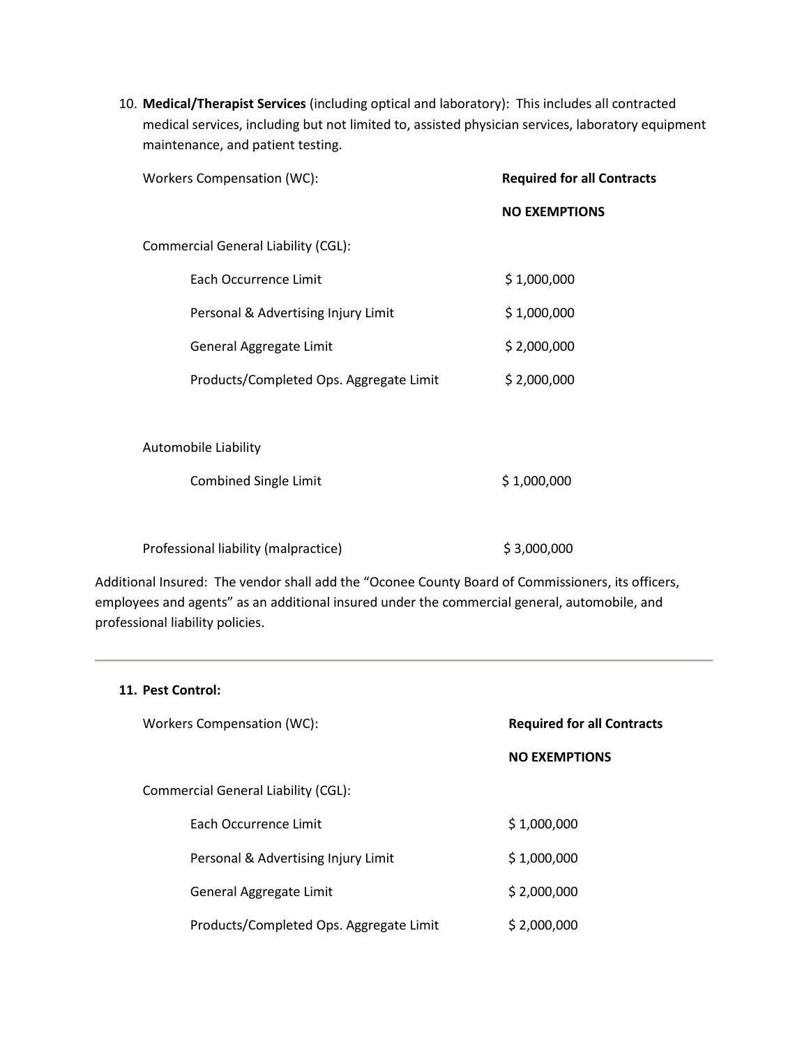10. **Medical/Therapist Services** (including optical and laboratory): This includes all contracted medical services, including but not limited to, assisted physician services, laboratory equipment maintenance, and patient testing.

| | |
|---|---|
| Workers Compensation (WC): | **Required for all Contracts** |
| | **NO EXEMPTIONS** |
| Commercial General Liability (CGL): | |
| Each Occurrence Limit | $ 1,000,000 |
| Personal & Advertising Injury Limit | $ 1,000,000 |
| General Aggregate Limit | $ 2,000,000 |
| Products/Completed Ops. Aggregate Limit | $ 2,000,000 |
| Automobile Liability | |
| Combined Single Limit | $ 1,000,000 |
| Professional liability (malpractice) | $ 3,000,000 |

Additional Insured: The vendor shall add the "Oconee County Board of Commissioners, its officers, employees and agents" as an additional insured under the commercial general, automobile, and professional liability policies.

---

11. **Pest Control:**

| | |
|---|---|
| Workers Compensation (WC): | **Required for all Contracts** |
| | **NO EXEMPTIONS** |
| Commercial General Liability (CGL): | |
| Each Occurrence Limit | $ 1,000,000 |
| Personal & Advertising Injury Limit | $ 1,000,000 |
| General Aggregate Limit | $ 2,000,000 |
| Products/Completed Ops. Aggregate Limit | $ 2,000,000 |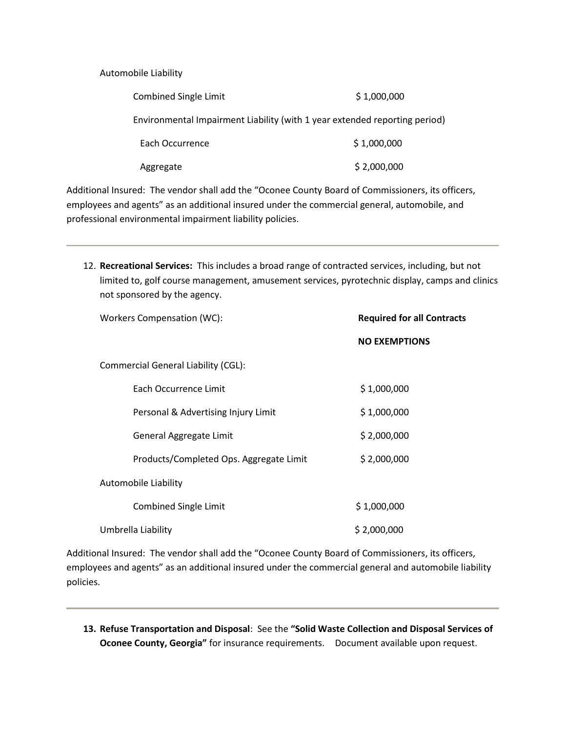Automobile Liability

| | |
|---|---|
| Combined Single Limit | $ 1,000,000 |

Environmental Impairment Liability (with 1 year extended reporting period)

| | |
|---|---|
| Each Occurrence | $ 1,000,000 |
| Aggregate | $ 2,000,000 |

Additional Insured: The vendor shall add the "Oconee County Board of Commissioners, its officers, employees and agents" as an additional insured under the commercial general, automobile, and professional environmental impairment liability policies.

---

12. **Recreational Services:** This includes a broad range of contracted services, including, but not limited to, golf course management, amusement services, pyrotechnic display, camps and clinics not sponsored by the agency.

| | |
|---|---|
| Workers Compensation (WC): | **Required for all Contracts** |
| | **NO EXEMPTIONS** |
| Commercial General Liability (CGL): | |
| Each Occurrence Limit | $ 1,000,000 |
| Personal & Advertising Injury Limit | $ 1,000,000 |
| General Aggregate Limit | $ 2,000,000 |
| Products/Completed Ops. Aggregate Limit | $ 2,000,000 |
| Automobile Liability | |
| Combined Single Limit | $ 1,000,000 |
| Umbrella Liability | $ 2,000,000 |

Additional Insured: The vendor shall add the "Oconee County Board of Commissioners, its officers, employees and agents" as an additional insured under the commercial general and automobile liability policies.

---

13. **Refuse Transportation and Disposal**: See the **"Solid Waste Collection and Disposal Services of Oconee County, Georgia"** for insurance requirements. Document available upon request.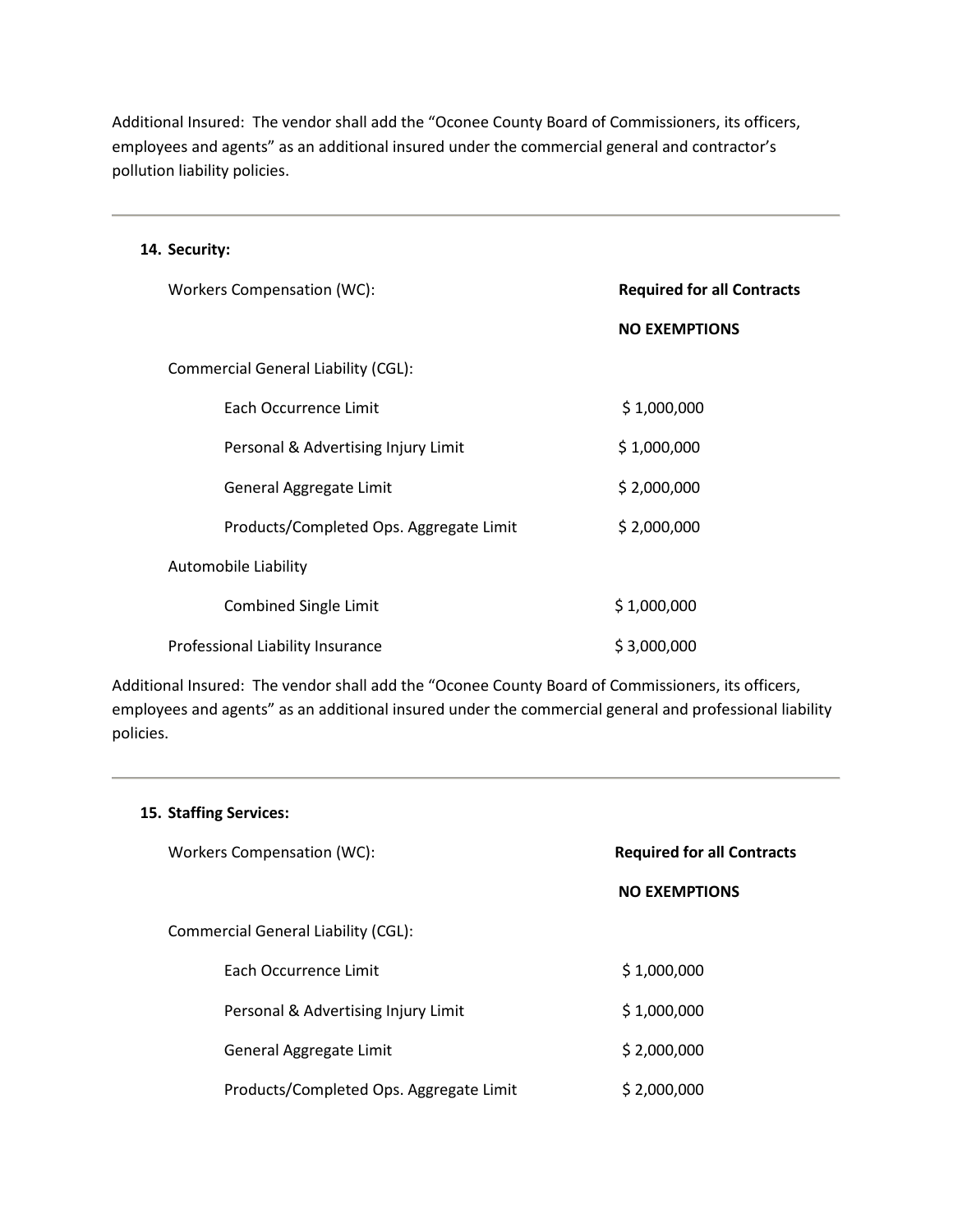Additional Insured: The vendor shall add the “Oconee County Board of Commissioners, its officers, employees and agents” as an additional insured under the commercial general and contractor’s pollution liability policies.

---

**14. Security:**

| | |
|---|---|
| Workers Compensation (WC): | **Required for all Contracts** |
| | **NO EXEMPTIONS** |
| Commercial General Liability (CGL): | |
| Each Occurrence Limit | $ 1,000,000 |
| Personal & Advertising Injury Limit | $ 1,000,000 |
| General Aggregate Limit | $ 2,000,000 |
| Products/Completed Ops. Aggregate Limit | $ 2,000,000 |
| Automobile Liability | |
| Combined Single Limit | $ 1,000,000 |
| Professional Liability Insurance | $ 3,000,000 |

Additional Insured: The vendor shall add the “Oconee County Board of Commissioners, its officers, employees and agents” as an additional insured under the commercial general and professional liability policies.

---

**15. Staffing Services:**

| | |
|---|---|
| Workers Compensation (WC): | **Required for all Contracts** |
| | **NO EXEMPTIONS** |
| Commercial General Liability (CGL): | |
| Each Occurrence Limit | $ 1,000,000 |
| Personal & Advertising Injury Limit | $ 1,000,000 |
| General Aggregate Limit | $ 2,000,000 |
| Products/Completed Ops. Aggregate Limit | $ 2,000,000 |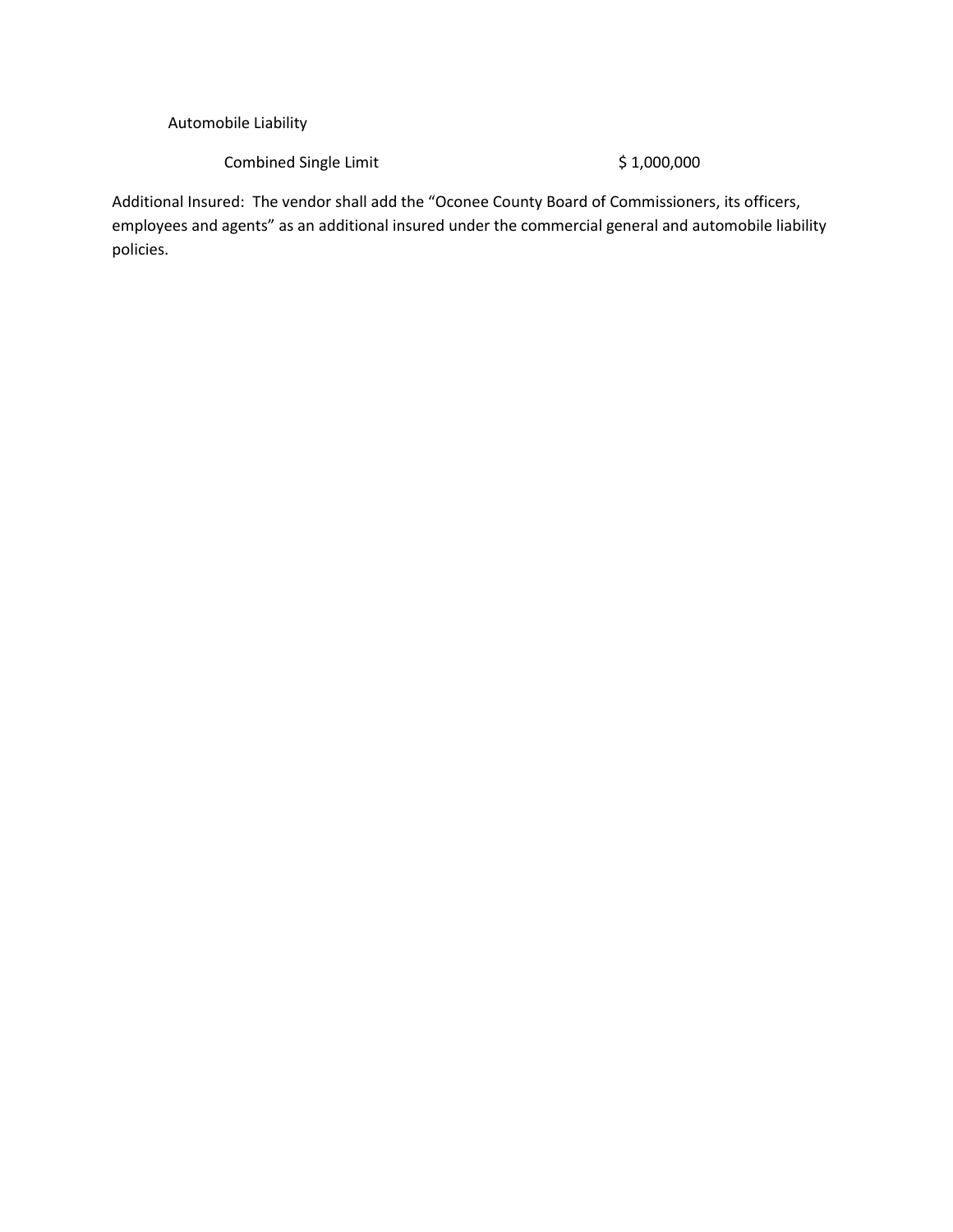Automobile Liability

| | |
|---|---|
| Combined Single Limit | $ 1,000,000 |

Additional Insured: The vendor shall add the "Oconee County Board of Commissioners, its officers, employees and agents" as an additional insured under the commercial general and automobile liability policies.